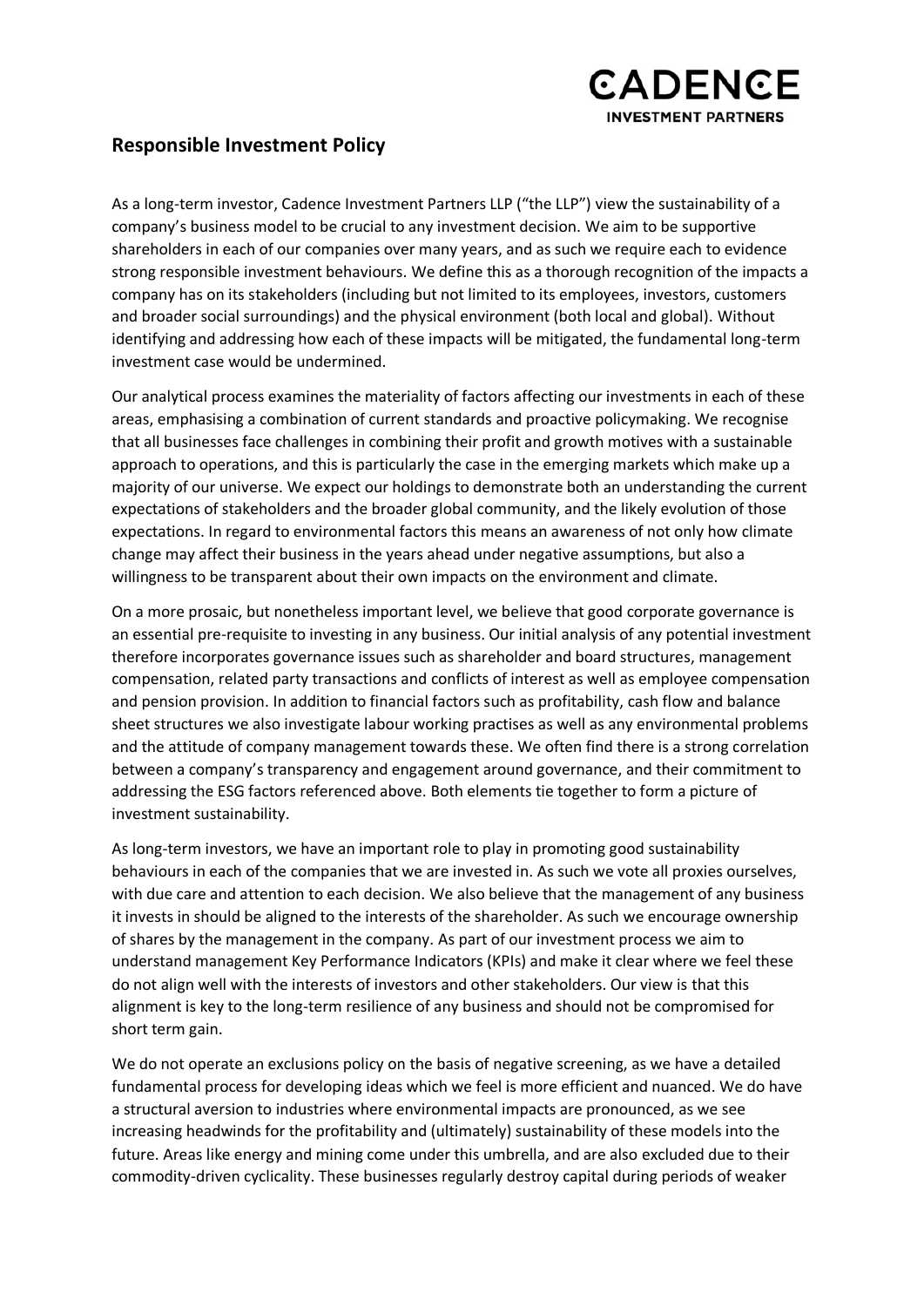# Responsible Investment Policy

As a long-term investor, Cadence Investment Partners LLP ("the LLP") view the sustainability of a company's business model to be crucial to any investment decision. We aim to be supportive shareholders in each of our companies over many years, and as such we require each to evidence strong responsible investment behaviours. We define this as a thorough recognition of the impacts a company has on its stakeholders (including but not limited to its employees, investors, customers and broader social surroundings) and the physical environment (both local and global). Without identifying and addressing how each of these impacts will be mitigated, the fundamental long-term investment case would be undermined.

Our analytical process examines the materiality of factors affecting our investments in each of these areas, emphasising a combination of current standards and proactive policymaking. We recognise that all businesses face challenges in combining their profit and growth motives with a sustainable approach to operations, and this is particularly the case in the emerging markets which make up a majority of our universe. We expect our holdings to demonstrate both an understanding the current expectations of stakeholders and the broader global community, and the likely evolution of those expectations. In regard to environmental factors this means an awareness of not only how climate change may affect their business in the years ahead under negative assumptions, but also a willingness to be transparent about their own impacts on the environment and climate.

On a more prosaic, but nonetheless important level, we believe that good corporate governance is an essential pre-requisite to investing in any business. Our initial analysis of any potential investment therefore incorporates governance issues such as shareholder and board structures, management compensation, related party transactions and conflicts of interest as well as employee compensation and pension provision. In addition to financial factors such as profitability, cash flow and balance sheet structures we also investigate labour working practises as well as any environmental problems and the attitude of company management towards these. We often find there is a strong correlation between a company's transparency and engagement around governance, and their commitment to addressing the ESG factors referenced above. Both elements tie together to form a picture of investment sustainability.

As long-term investors, we have an important role to play in promoting good sustainability behaviours in each of the companies that we are invested in. As such we vote all proxies ourselves, with due care and attention to each decision. We also believe that the management of any business it invests in should be aligned to the interests of the shareholder. As such we encourage ownership of shares by the management in the company. As part of our investment process we aim to understand management Key Performance Indicators (KPIs) and make it clear where we feel these do not align well with the interests of investors and other stakeholders. Our view is that this alignment is key to the long-term resilience of any business and should not be compromised for short term gain.

We do not operate an exclusions policy on the basis of negative screening, as we have a detailed fundamental process for developing ideas which we feel is more efficient and nuanced. We do have a structural aversion to industries where environmental impacts are pronounced, as we see increasing headwinds for the profitability and (ultimately) sustainability of these models into the future. Areas like energy and mining come under this umbrella, and are also excluded due to their commodity-driven cyclicality. These businesses regularly destroy capital during periods of weaker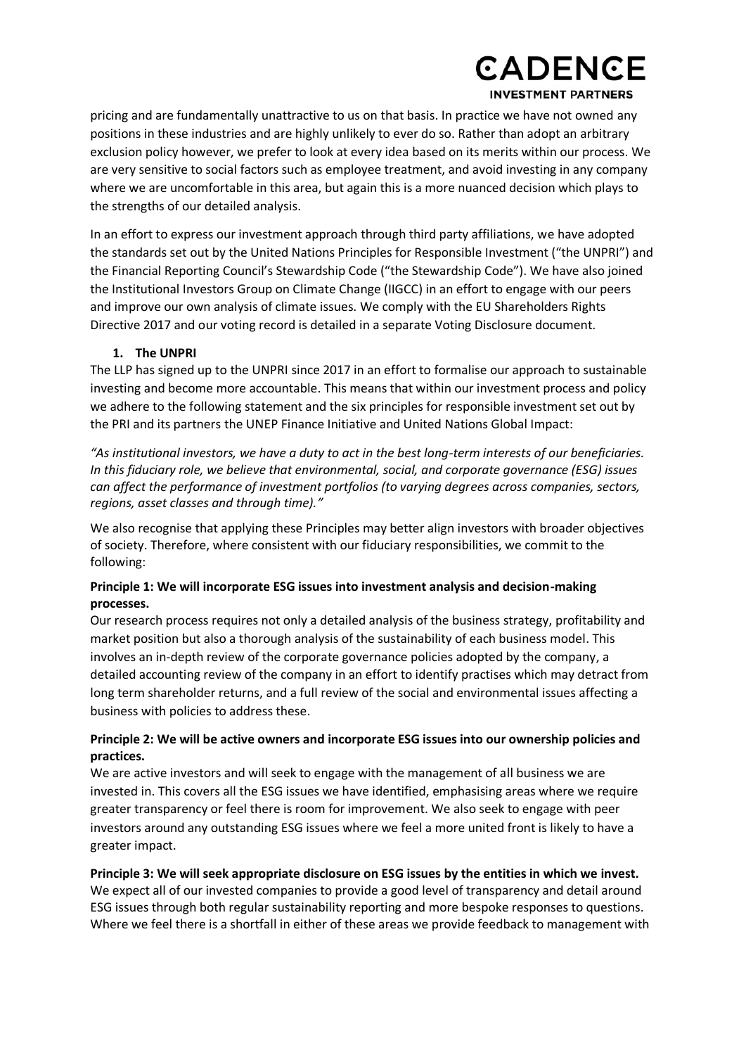pricing and are fundamentally unattractive to us on that basis. In practice we have not owned any positions in these industries and are highly unlikely to ever do so. Rather than adopt an arbitrary exclusion policy however, we prefer to look at every idea based on its merits within our process. We are very sensitive to social factors such as employee treatment, and avoid investing in any company where we are uncomfortable in this area, but again this is a more nuanced decision which plays to the strengths of our detailed analysis.

In an effort to express our investment approach through third party affiliations, we have adopted the standards set out by the United Nations Principles for Responsible Investment ("the UNPRI") and the Financial Reporting Council's Stewardship Code ("the Stewardship Code"). We have also joined the Institutional Investors Group on Climate Change (IIGCC) in an effort to engage with our peers and improve our own analysis of climate issues. We comply with the EU Shareholders Rights Directive 2017 and our voting record is detailed in a separate Voting Disclosure document.

## 1. The UNPRI

The LLP has signed up to the UNPRI since 2017 in an effort to formalise our approach to sustainable investing and become more accountable. This means that within our investment process and policy we adhere to the following statement and the six principles for responsible investment set out by the PRI and its partners the UNEP Finance Initiative and United Nations Global Impact:

*"As institutional investors, we have a duty to act in the best long-term interests of our beneficiaries. In this fiduciary role, we believe that environmental, social, and corporate governance (ESG) issues can affect the performance of investment portfolios (to varying degrees across companies, sectors, regions, asset classes and through time)."*

We also recognise that applying these Principles may better align investors with broader objectives of society. Therefore, where consistent with our fiduciary responsibilities, we commit to the following:

**Principle 1: We will incorporate ESG issues into investment analysis and decision-making processes.**

Our research process requires not only a detailed analysis of the business strategy, profitability and market position but also a thorough analysis of the sustainability of each business model. This involves an in-depth review of the corporate governance policies adopted by the company, a detailed accounting review of the company in an effort to identify practises which may detract from long term shareholder returns, and a full review of the social and environmental issues affecting a business with policies to address these.

**Principle 2: We will be active owners and incorporate ESG issues into our ownership policies and practices.**

We are active investors and will seek to engage with the management of all business we are invested in. This covers all the ESG issues we have identified, emphasising areas where we require greater transparency or feel there is room for improvement. We also seek to engage with peer investors around any outstanding ESG issues where we feel a more united front is likely to have a greater impact.

**Principle 3: We will seek appropriate disclosure on ESG issues by the entities in which we invest.**

We expect all of our invested companies to provide a good level of transparency and detail around ESG issues through both regular sustainability reporting and more bespoke responses to questions. Where we feel there is a shortfall in either of these areas we provide feedback to management with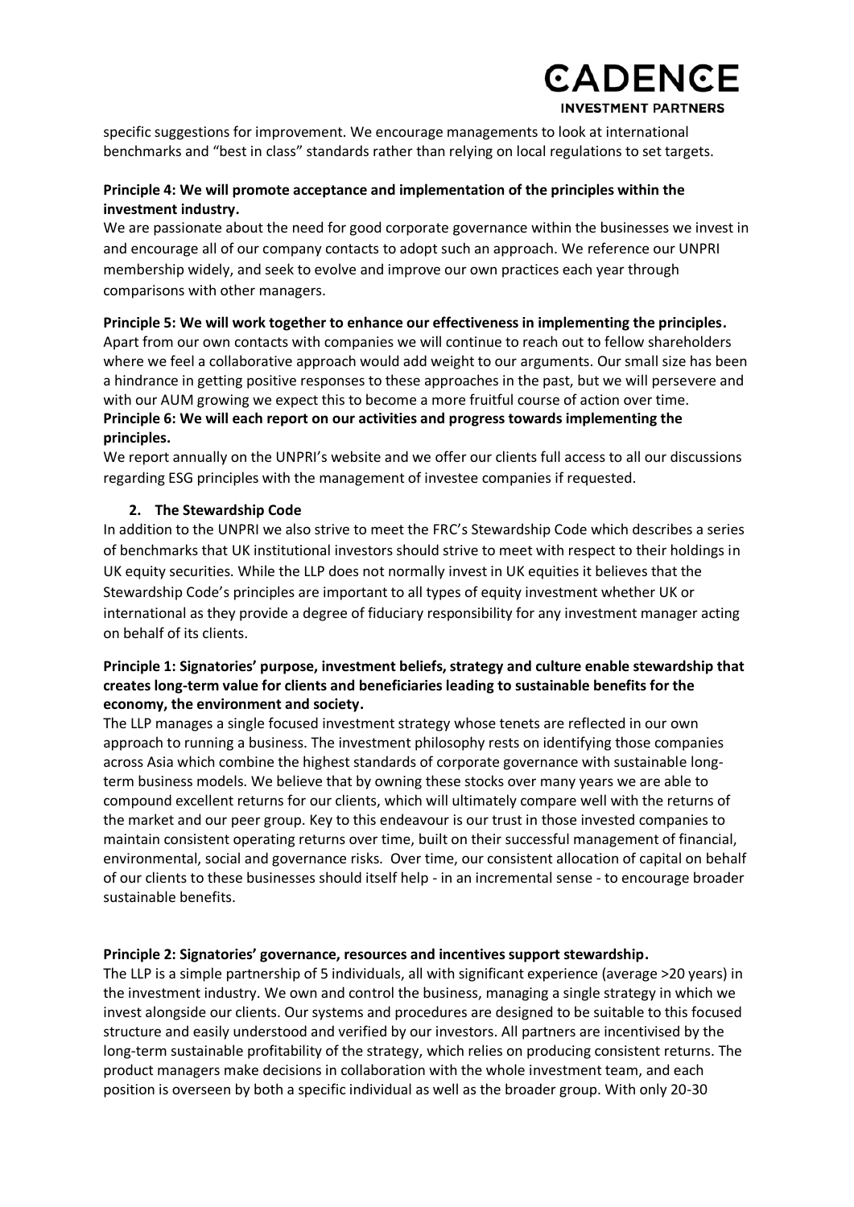specific suggestions for improvement. We encourage managements to look at international benchmarks and "best in class" standards rather than relying on local regulations to set targets.

**Principle 4: We will promote acceptance and implementation of the principles within the investment industry.**

We are passionate about the need for good corporate governance within the businesses we invest in and encourage all of our company contacts to adopt such an approach. We reference our UNPRI membership widely, and seek to evolve and improve our own practices each year through comparisons with other managers.

**Principle 5: We will work together to enhance our effectiveness in implementing the principles.**

Apart from our own contacts with companies we will continue to reach out to fellow shareholders where we feel a collaborative approach would add weight to our arguments. Our small size has been a hindrance in getting positive responses to these approaches in the past, but we will persevere and with our AUM growing we expect this to become a more fruitful course of action over time.

**Principle 6: We will each report on our activities and progress towards implementing the principles.**

We report annually on the UNPRI's website and we offer our clients full access to all our discussions regarding ESG principles with the management of investee companies if requested.

## 2. The Stewardship Code

In addition to the UNPRI we also strive to meet the FRC's Stewardship Code which describes a series of benchmarks that UK institutional investors should strive to meet with respect to their holdings in UK equity securities. While the LLP does not normally invest in UK equities it believes that the Stewardship Code's principles are important to all types of equity investment whether UK or international as they provide a degree of fiduciary responsibility for any investment manager acting on behalf of its clients.

**Principle 1: Signatories' purpose, investment beliefs, strategy and culture enable stewardship that creates long-term value for clients and beneficiaries leading to sustainable benefits for the economy, the environment and society.**

The LLP manages a single focused investment strategy whose tenets are reflected in our own approach to running a business. The investment philosophy rests on identifying those companies across Asia which combine the highest standards of corporate governance with sustainable long-term business models. We believe that by owning these stocks over many years we are able to compound excellent returns for our clients, which will ultimately compare well with the returns of the market and our peer group. Key to this endeavour is our trust in those invested companies to maintain consistent operating returns over time, built on their successful management of financial, environmental, social and governance risks. Over time, our consistent allocation of capital on behalf of our clients to these businesses should itself help - in an incremental sense - to encourage broader sustainable benefits.

**Principle 2: Signatories' governance, resources and incentives support stewardship.**

The LLP is a simple partnership of 5 individuals, all with significant experience (average >20 years) in the investment industry. We own and control the business, managing a single strategy in which we invest alongside our clients. Our systems and procedures are designed to be suitable to this focused structure and easily understood and verified by our investors. All partners are incentivised by the long-term sustainable profitability of the strategy, which relies on producing consistent returns. The product managers make decisions in collaboration with the whole investment team, and each position is overseen by both a specific individual as well as the broader group. With only 20-30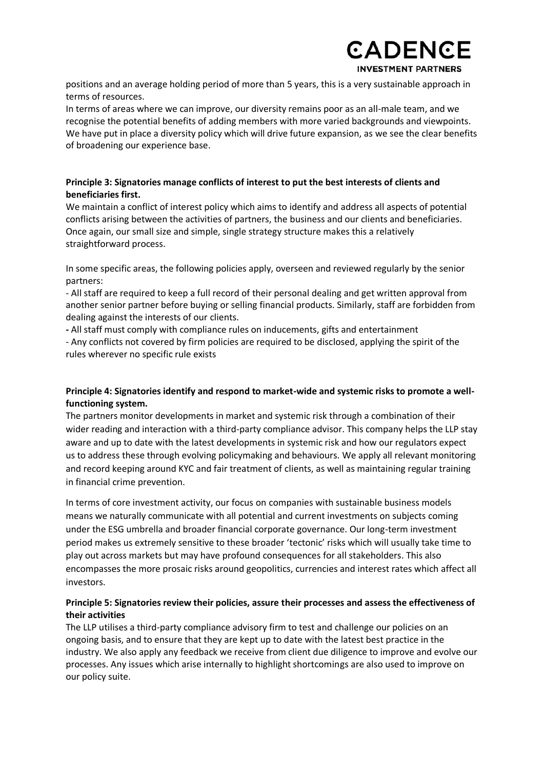positions and an average holding period of more than 5 years, this is a very sustainable approach in terms of resources.

In terms of areas where we can improve, our diversity remains poor as an all-male team, and we recognise the potential benefits of adding members with more varied backgrounds and viewpoints. We have put in place a diversity policy which will drive future expansion, as we see the clear benefits of broadening our experience base.

**Principle 3: Signatories manage conflicts of interest to put the best interests of clients and beneficiaries first.**

We maintain a conflict of interest policy which aims to identify and address all aspects of potential conflicts arising between the activities of partners, the business and our clients and beneficiaries. Once again, our small size and simple, single strategy structure makes this a relatively straightforward process.

In some specific areas, the following policies apply, overseen and reviewed regularly by the senior partners:

- All staff are required to keep a full record of their personal dealing and get written approval from another senior partner before buying or selling financial products. Similarly, staff are forbidden from dealing against the interests of our clients.
- All staff must comply with compliance rules on inducements, gifts and entertainment
- Any conflicts not covered by firm policies are required to be disclosed, applying the spirit of the rules wherever no specific rule exists

**Principle 4: Signatories identify and respond to market-wide and systemic risks to promote a well-functioning system.**

The partners monitor developments in market and systemic risk through a combination of their wider reading and interaction with a third-party compliance advisor. This company helps the LLP stay aware and up to date with the latest developments in systemic risk and how our regulators expect us to address these through evolving policymaking and behaviours. We apply all relevant monitoring and record keeping around KYC and fair treatment of clients, as well as maintaining regular training in financial crime prevention.

In terms of core investment activity, our focus on companies with sustainable business models means we naturally communicate with all potential and current investments on subjects coming under the ESG umbrella and broader financial corporate governance. Our long-term investment period makes us extremely sensitive to these broader 'tectonic' risks which will usually take time to play out across markets but may have profound consequences for all stakeholders. This also encompasses the more prosaic risks around geopolitics, currencies and interest rates which affect all investors.

**Principle 5: Signatories review their policies, assure their processes and assess the effectiveness of their activities**

The LLP utilises a third-party compliance advisory firm to test and challenge our policies on an ongoing basis, and to ensure that they are kept up to date with the latest best practice in the industry. We also apply any feedback we receive from client due diligence to improve and evolve our processes. Any issues which arise internally to highlight shortcomings are also used to improve on our policy suite.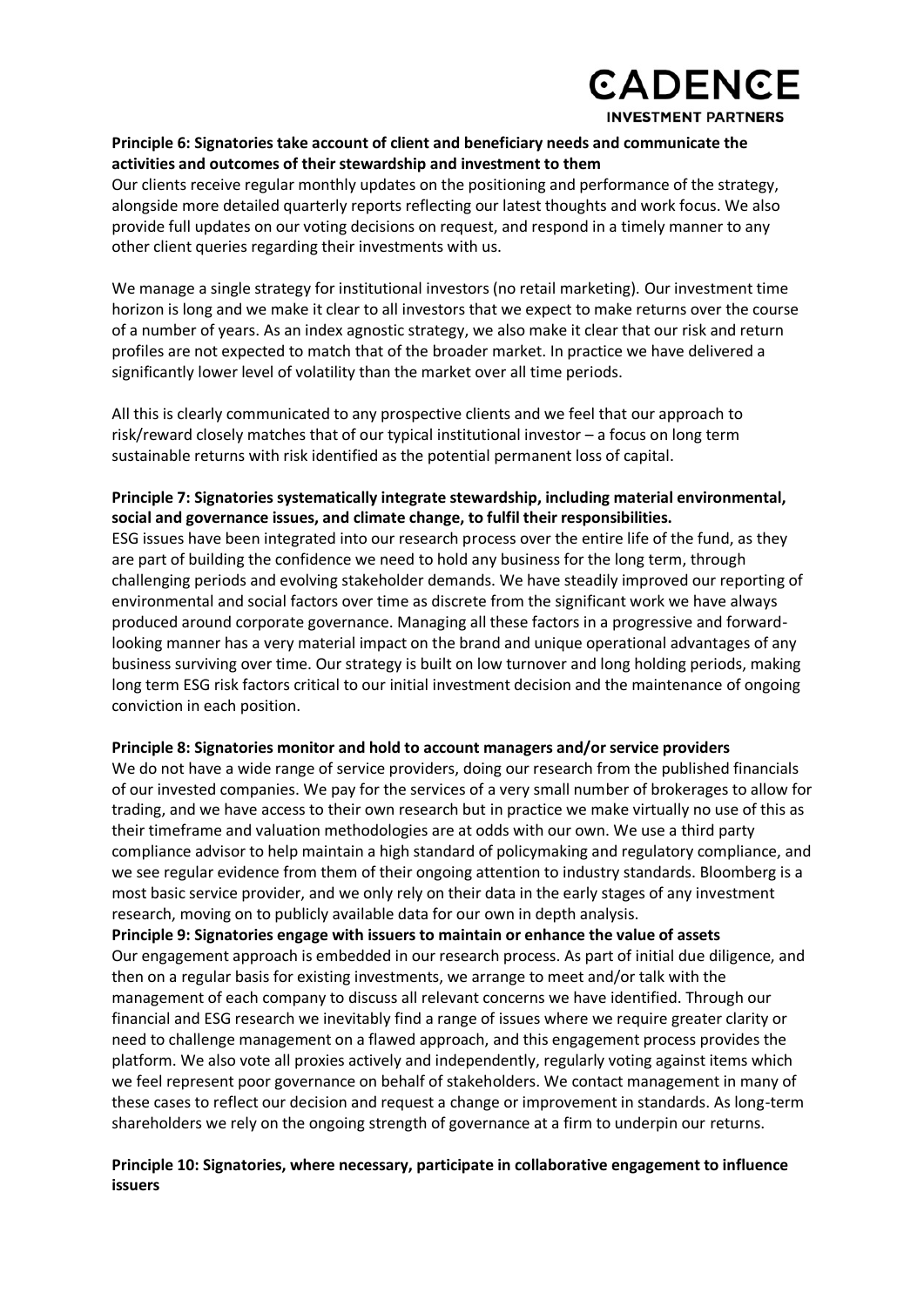**Principle 6: Signatories take account of client and beneficiary needs and communicate the activities and outcomes of their stewardship and investment to them**

Our clients receive regular monthly updates on the positioning and performance of the strategy, alongside more detailed quarterly reports reflecting our latest thoughts and work focus. We also provide full updates on our voting decisions on request, and respond in a timely manner to any other client queries regarding their investments with us.

We manage a single strategy for institutional investors (no retail marketing). Our investment time horizon is long and we make it clear to all investors that we expect to make returns over the course of a number of years. As an index agnostic strategy, we also make it clear that our risk and return profiles are not expected to match that of the broader market. In practice we have delivered a significantly lower level of volatility than the market over all time periods.

All this is clearly communicated to any prospective clients and we feel that our approach to risk/reward closely matches that of our typical institutional investor – a focus on long term sustainable returns with risk identified as the potential permanent loss of capital.

**Principle 7: Signatories systematically integrate stewardship, including material environmental, social and governance issues, and climate change, to fulfil their responsibilities.**

ESG issues have been integrated into our research process over the entire life of the fund, as they are part of building the confidence we need to hold any business for the long term, through challenging periods and evolving stakeholder demands. We have steadily improved our reporting of environmental and social factors over time as discrete from the significant work we have always produced around corporate governance. Managing all these factors in a progressive and forward-looking manner has a very material impact on the brand and unique operational advantages of any business surviving over time. Our strategy is built on low turnover and long holding periods, making long term ESG risk factors critical to our initial investment decision and the maintenance of ongoing conviction in each position.

**Principle 8: Signatories monitor and hold to account managers and/or service providers**

We do not have a wide range of service providers, doing our research from the published financials of our invested companies. We pay for the services of a very small number of brokerages to allow for trading, and we have access to their own research but in practice we make virtually no use of this as their timeframe and valuation methodologies are at odds with our own. We use a third party compliance advisor to help maintain a high standard of policymaking and regulatory compliance, and we see regular evidence from them of their ongoing attention to industry standards. Bloomberg is a most basic service provider, and we only rely on their data in the early stages of any investment research, moving on to publicly available data for our own in depth analysis.

**Principle 9: Signatories engage with issuers to maintain or enhance the value of assets**

Our engagement approach is embedded in our research process. As part of initial due diligence, and then on a regular basis for existing investments, we arrange to meet and/or talk with the management of each company to discuss all relevant concerns we have identified. Through our financial and ESG research we inevitably find a range of issues where we require greater clarity or need to challenge management on a flawed approach, and this engagement process provides the platform. We also vote all proxies actively and independently, regularly voting against items which we feel represent poor governance on behalf of stakeholders. We contact management in many of these cases to reflect our decision and request a change or improvement in standards. As long-term shareholders we rely on the ongoing strength of governance at a firm to underpin our returns.

**Principle 10: Signatories, where necessary, participate in collaborative engagement to influence issuers**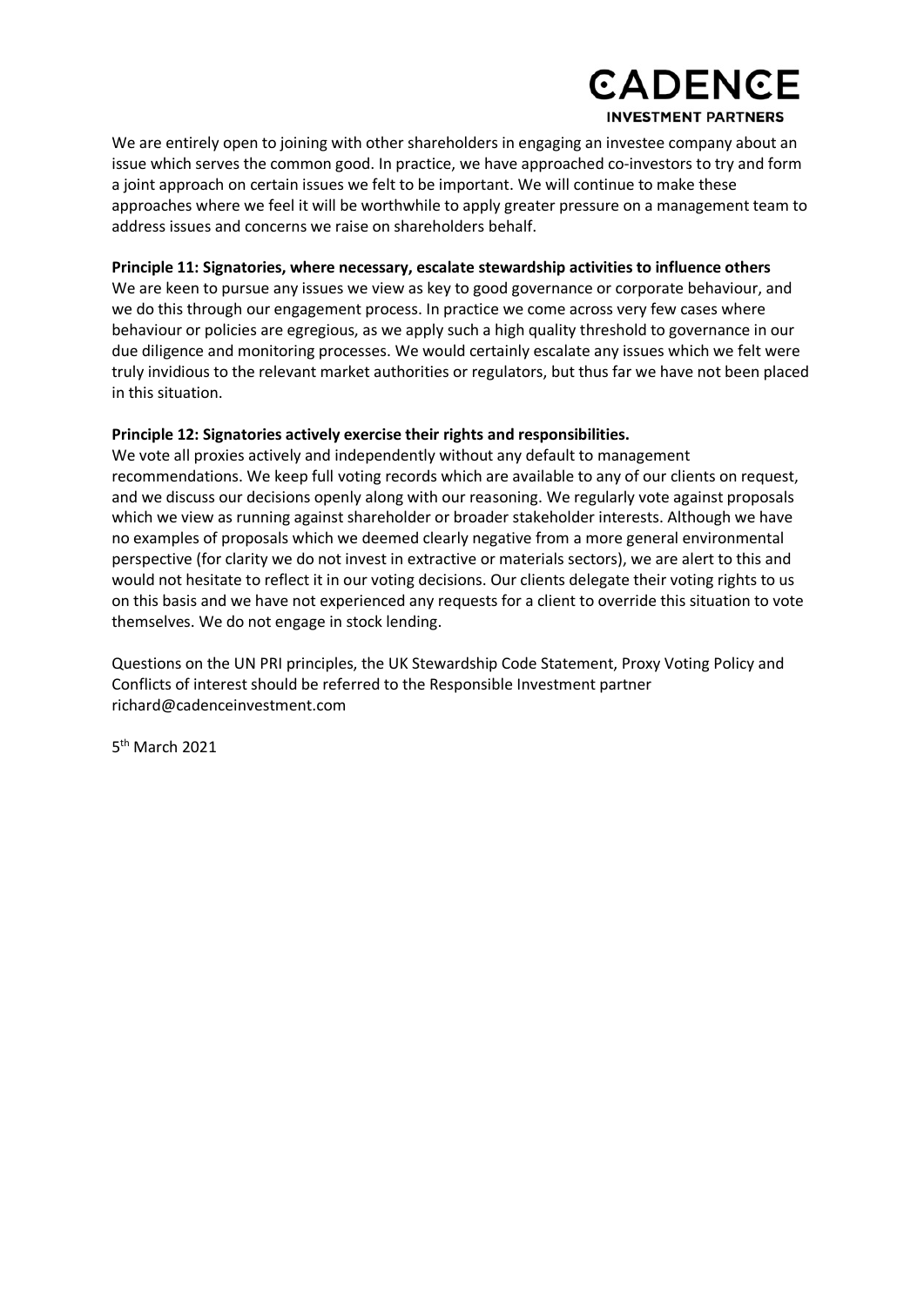We are entirely open to joining with other shareholders in engaging an investee company about an issue which serves the common good. In practice, we have approached co-investors to try and form a joint approach on certain issues we felt to be important. We will continue to make these approaches where we feel it will be worthwhile to apply greater pressure on a management team to address issues and concerns we raise on shareholders behalf.

**Principle 11: Signatories, where necessary, escalate stewardship activities to influence others**

We are keen to pursue any issues we view as key to good governance or corporate behaviour, and we do this through our engagement process. In practice we come across very few cases where behaviour or policies are egregious, as we apply such a high quality threshold to governance in our due diligence and monitoring processes. We would certainly escalate any issues which we felt were truly invidious to the relevant market authorities or regulators, but thus far we have not been placed in this situation.

**Principle 12: Signatories actively exercise their rights and responsibilities.**

We vote all proxies actively and independently without any default to management recommendations. We keep full voting records which are available to any of our clients on request, and we discuss our decisions openly along with our reasoning. We regularly vote against proposals which we view as running against shareholder or broader stakeholder interests. Although we have no examples of proposals which we deemed clearly negative from a more general environmental perspective (for clarity we do not invest in extractive or materials sectors), we are alert to this and would not hesitate to reflect it in our voting decisions. Our clients delegate their voting rights to us on this basis and we have not experienced any requests for a client to override this situation to vote themselves. We do not engage in stock lending.

Questions on the UN PRI principles, the UK Stewardship Code Statement, Proxy Voting Policy and Conflicts of interest should be referred to the Responsible Investment partner richard@cadenceinvestment.com

5th March 2021